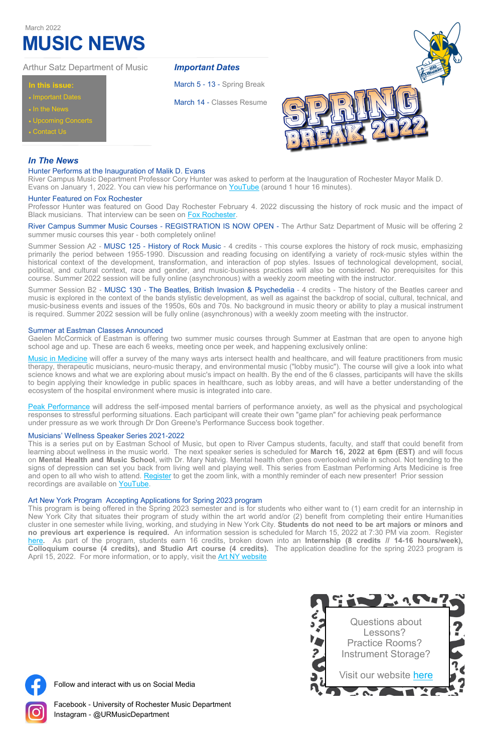March 2022

# MUSIC NEWS

Arthur Satz Department of Music

**In this issue:**

- Important Dates
- In the News
- Upcoming Concerts
- Contact Us

## *Important Dates*

March 5 - 13 - Spring Break

March 14 - Classes Resume

## *In The News*

### Hunter Performs at the Inauguration of Malik D. Evans

River Campus Music Department Professor Cory Hunter was asked to perform at the Inauguration of Rochester Mayor Malik D. Evans on January 1, 2022. You can view his performance on YouTube (around 1 hour 16 minutes).

### Hunter Featured on Fox Rochester

Professor Hunter was featured on Good Day Rochester February 4. 2022 discussing the history of rock music and the impact of Black musicians. That interview can be seen on Fox Rochester.

River Campus Summer Music Courses - REGISTRATION IS NOW OPEN - The Arthur Satz Department of Music will be offering 2 summer music courses this year - both completely online!

Summer Session A2 - MUSC 125 - History of Rock Music - 4 credits - This course explores the history of rock music, emphasizing primarily the period between 1955-1990. Discussion and reading focusing on identifying a variety of rock-music styles within the historical context of the development, transformation, and interaction of pop styles. Issues of technological development, social, political, and cultural context, race and gender, and music-business practices will also be considered. No prerequisites for this course. Summer 2022 session will be fully online (asynchronous) with a weekly zoom meeting with the instructor.

Summer Session B2 - MUSC 130 - The Beatles, British Invasion & Psychedelia - 4 credits - The history of the Beatles career and music is explored in the context of the bands stylistic development, as well as against the backdrop of social, cultural, technical, and music-business events and issues of the 1950s, 60s and 70s. No background in music theory or ability to play a musical instrument is required. Summer 2022 session will be fully online (asynchronous) with a weekly zoom meeting with the instructor.

### Summer at Eastman Classes Announced

Gaelen McCormick of Eastman is offering two summer music courses through Summer at Eastman that are open to anyone high school age and up. These are each 6 weeks, meeting once per week, and happening exclusively online:

Music in Medicine will offer a survey of the many ways arts intersect health and healthcare, and will feature practitioners from music therapy, therapeutic musicians, neuro-music therapy, and environmental music ("lobby music"). The course will give a look into what science knows and what we are exploring about music's impact on health. By the end of the 6 classes, participants will have the skills to begin applying their knowledge in public spaces in healthcare, such as lobby areas, and will have a better understanding of the ecosystem of the hospital environment where music is integrated into care.

Peak Performance will address the self-imposed mental barriers of performance anxiety, as well as the physical and psychological responses to stressful performing situations. Each participant will create their own "game plan" for achieving peak performance under pressure as we work through Dr Don Greene's Performance Success book together.

### Musicians' Wellness Speaker Series 2021-2022

This is a series put on by Eastman School of Music, but open to River Campus students, faculty, and staff that could benefit from learning about wellness in the music world. The next speaker series is scheduled for **March 16, 2022 at 6pm (EST)** and will focus on **Mental Health and Music School**, with Dr. Mary Natvig. Mental health often goes overlooked while in school. Not tending to the signs of depression can set you back from living well and playing well. This series from Eastman Performing Arts Medicine is free and open to all who wish to attend. Register to get the zoom link, with a monthly reminder of each new presenter! Prior session recordings are available on YouTube.

### Art New York Program Accepting Applications for Spring 2023 program

This program is being offered in the Spring 2023 semester and is for students who either want to (1) earn credit for an internship in New York City that situates their program of study within the art world and/or (2) benefit from completing their entire Humanities cluster in one semester while living, working, and studying in New York City. **Students do not need to be art majors or minors and no previous art experience is required.** An information session is scheduled for March 15, 2022 at 7:30 PM via zoom. Register here. As part of the program, students earn 16 credits, broken down into an **Internship (8 credits // 14-16 hours/week), Colloquium course (4 credits), and Studio Art course (4 credits).** The application deadline for the spring 2023 program is April 15, 2022. For more information, or to apply, visit the Art NY website

Questions about Lessons? Practice Rooms? Instrument Storage?

Visit our website here

Follow and interact with us on Social Media

Facebook - University of Rochester Music Department
Instagram - @URMusicDepartment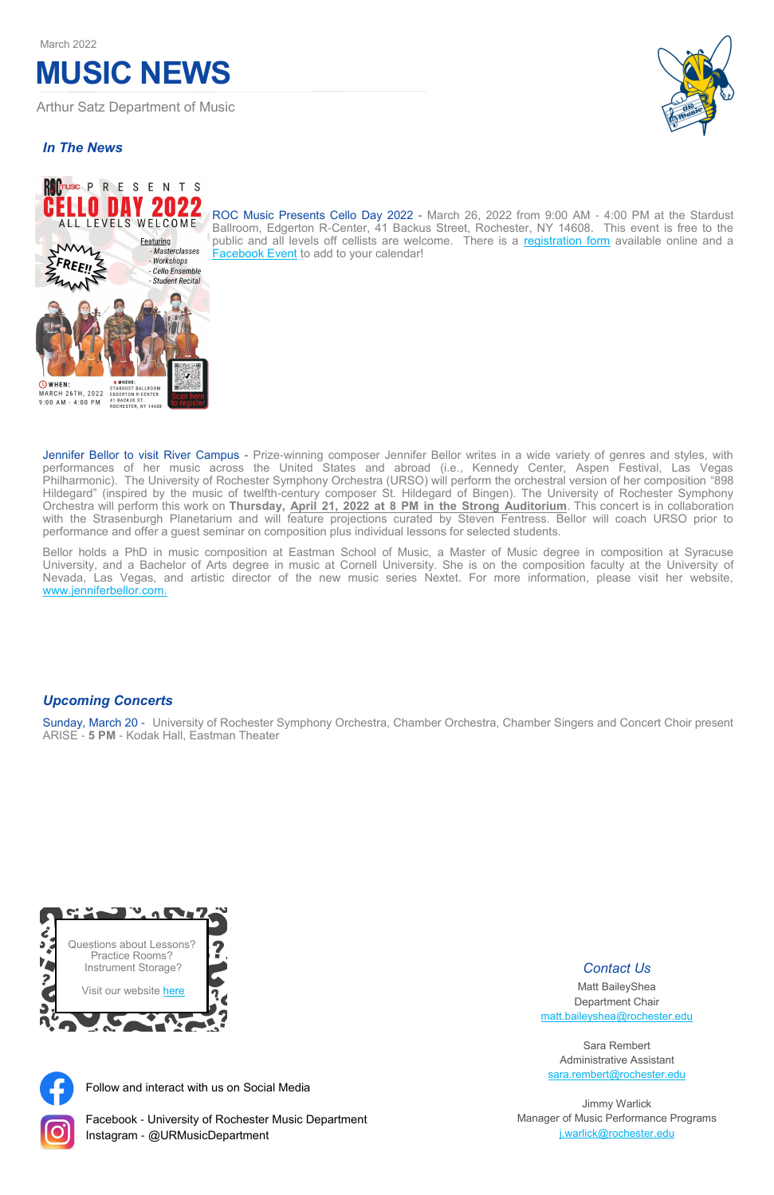March 2022

# MUSIC NEWS

Arthur Satz Department of Music

## *In The News*

ROC Music Presents Cello Day 2022 - March 26, 2022 from 9:00 AM - 4:00 PM at the Stardust Ballroom, Edgerton R-Center, 41 Backus Street, Rochester, NY 14608. This event is free to the public and all levels off cellists are welcome. There is a registration form available online and a Facebook Event to add to your calendar!

Jennifer Bellor to visit River Campus - Prize-winning composer Jennifer Bellor writes in a wide variety of genres and styles, with performances of her music across the United States and abroad (i.e., Kennedy Center, Aspen Festival, Las Vegas Philharmonic). The University of Rochester Symphony Orchestra (URSO) will perform the orchestral version of her composition "898 Hildegard" (inspired by the music of twelfth-century composer St. Hildegard of Bingen). The University of Rochester Symphony Orchestra will perform this work on **Thursday, April 21, 2022 at 8 PM in the Strong Auditorium**. This concert is in collaboration with the Strasenburgh Planetarium and will feature projections curated by Steven Fentress. Bellor will coach URSO prior to performance and offer a guest seminar on composition plus individual lessons for selected students.

Bellor holds a PhD in music composition at Eastman School of Music, a Master of Music degree in composition at Syracuse University, and a Bachelor of Arts degree in music at Cornell University. She is on the composition faculty at the University of Nevada, Las Vegas, and artistic director of the new music series Nextet. For more information, please visit her website, www.jenniferbellor.com.

## *Upcoming Concerts*

Sunday, March 20 - University of Rochester Symphony Orchestra, Chamber Orchestra, Chamber Singers and Concert Choir present ARISE - **5 PM** - Kodak Hall, Eastman Theater

Questions about Lessons? Practice Rooms? Instrument Storage?

Visit our website here

Follow and interact with us on Social Media

Facebook - University of Rochester Music Department
Instagram - @URMusicDepartment

### *Contact Us*

Matt BaileyShea
Department Chair
matt.baileyshea@rochester.edu

Sara Rembert
Administrative Assistant
sara.rembert@rochester.edu

Jimmy Warlick
Manager of Music Performance Programs
j.warlick@rochester.edu